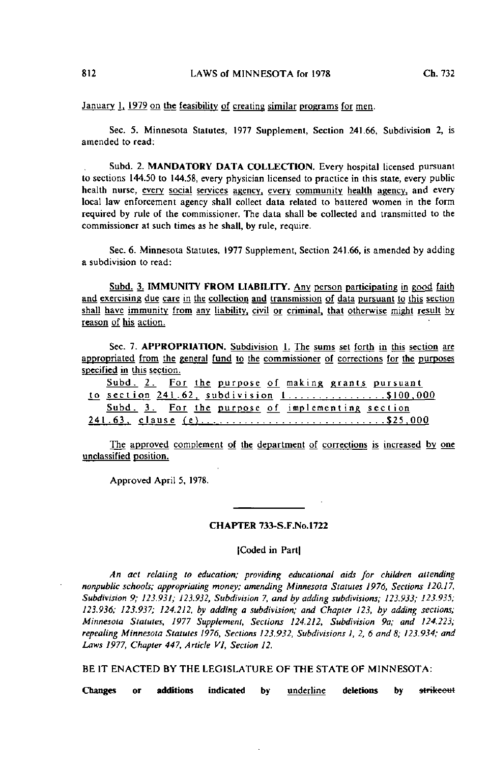January 1, 1979 on the feasibility of creating similar programs for men.

Sec. 5. Minnesota Statutes, 1977 Supplement, Section 241.66, Subdivision 2, is amended to read:

Subd. 2. **MANDATORY DATA COLLECTION.** Every hospital licensed pursuant to sections 144.50 to 144.58, every physician licensed to practice in this state, every public health nurse, every social services agency, every community health agency, and every local law enforcement agency shall collect data related to battered women in the form required by rule of the commissioner. The data shall be collected and transmitted to the commissioner at such times as he shall, by rule, require.

Sec. 6. Minnesota Statutes, 1977 Supplement, Section 241.66, is amended by adding a subdivision to read:

Subd. 3. **IMMUNITY FROM LIABILITY.** Any person participating in good faith and exercising due care in the collection and transmission of data pursuant to this section shall have immunity from any liability, civil or criminal, that otherwise might result by reason of his action.

Sec. 7. **APPROPRIATION.** Subdivision 1. The sums set forth in this section are appropriated from the general fund to the commissioner of corrections for the purposes specified in this section.

Subd. 2. For the purpose of making grants pursuant to section 241.62, subdivision 1 ................ $100,000

Subd. 3. For the purpose of implementing section 241.63, clause (e) ............................. $25,000

The approved complement of the department of corrections is increased by one unclassified position.

Approved April 5, 1978.

## CHAPTER 733-S.F.No.1722

[Coded in Part]

*An act relating to education; providing educational aids for children attending nonpublic schools; appropriating money; amending Minnesota Statutes 1976, Sections 120.17, Subdivision 9; 123.931; 123.932, Subdivision 7, and by adding subdivisions; 123.933; 123.935; 123.936; 123.937; 124.212, by adding a subdivision; and Chapter 123, by adding sections; Minnesota Statutes, 1977 Supplement, Sections 124.212, Subdivision 9a; and 124.223; repealing Minnesota Statutes 1976, Sections 123.932, Subdivisions 1, 2, 6 and 8; 123.934; and Laws 1977, Chapter 447, Article VI, Section 12.*

BE IT ENACTED BY THE LEGISLATURE OF THE STATE OF MINNESOTA:

**Changes or additions indicated by underline deletions by ~~strikeout~~**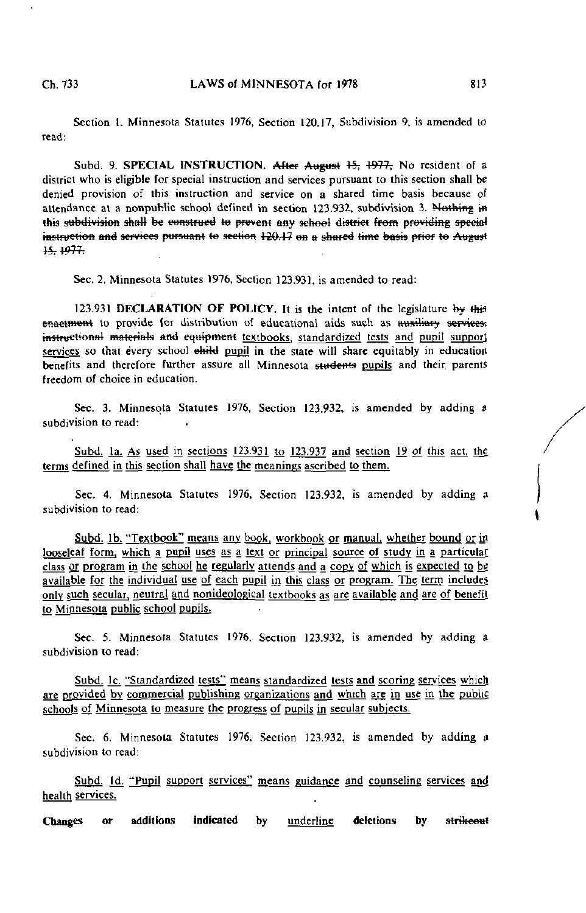Section 1. Minnesota Statutes 1976, Section 120.17, Subdivision 9, is amended to read:

Subd. 9. **SPECIAL INSTRUCTION.** ~~After August 15, 1977,~~ No resident of a district who is eligible for special instruction and services pursuant to this section shall be denied provision of this instruction and service on a shared time basis because of attendance at a nonpublic school defined in section 123.932, subdivision 3. ~~Nothing in this subdivision shall be construed to prevent any school district from providing special instruction and services pursuant to section 120.17 on a shared time basis prior to August 15, 1977.~~

Sec. 2. Minnesota Statutes 1976, Section 123.931, is amended to read:

123.931 **DECLARATION OF POLICY.** It is the intent of the legislature ~~by this enactment~~ to provide for distribution of educational aids such as ~~auxiliary services, instructional materials and equipment~~ <u>textbooks, standardized tests and pupil support services</u> so that every school ~~child~~ <u>pupil</u> in the state will share equitably in education benefits and therefore further assure all Minnesota ~~students~~ <u>pupils</u> and their parents freedom of choice in education.

Sec. 3. Minnesota Statutes 1976, Section 123.932, is amended by adding a subdivision to read:

<u>Subd. 1a. As used in sections 123.931 to 123.937 and section 19 of this act, the terms defined in this section shall have the meanings ascribed to them.</u>

Sec. 4. Minnesota Statutes 1976, Section 123.932, is amended by adding a subdivision to read:

<u>Subd. 1b. "Textbook" means any book, workbook or manual, whether bound or in looseleaf form, which a pupil uses as a text or principal source of study in a particular class or program in the school he regularly attends and a copy of which is expected to be available for the individual use of each pupil in this class or program. The term includes only such secular, neutral and nonideological textbooks as are available and are of benefit to Minnesota public school pupils.</u>

Sec. 5. Minnesota Statutes 1976, Section 123.932, is amended by adding a subdivision to read:

<u>Subd. 1c. "Standardized tests" means standardized tests and scoring services which are provided by commercial publishing organizations and which are in use in the public schools of Minnesota to measure the progress of pupils in secular subjects.</u>

Sec. 6. Minnesota Statutes 1976, Section 123.932, is amended by adding a subdivision to read:

<u>Subd. 1d. "Pupil support services" means guidance and counseling services and health services.</u>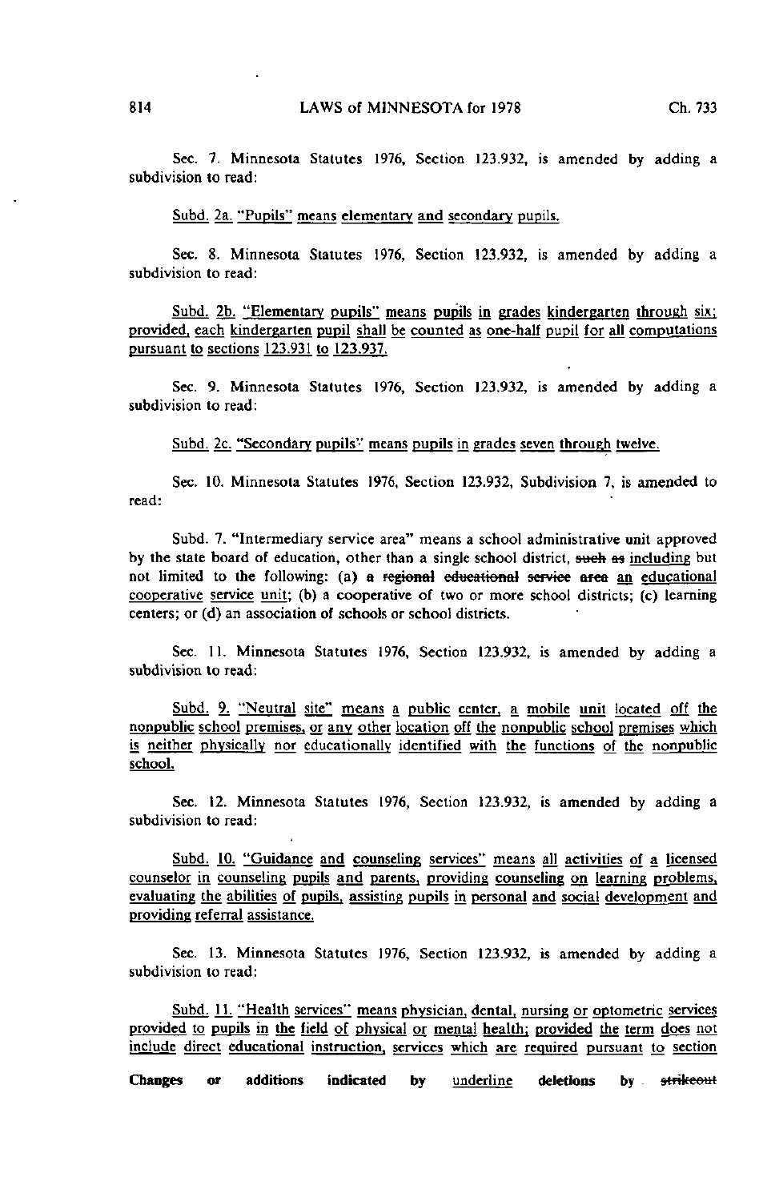Sec. 7. Minnesota Statutes 1976, Section 123.932, is amended by adding a subdivision to read:

<u>Subd. 2a. "Pupils" means elementary and secondary pupils.</u>

Sec. 8. Minnesota Statutes 1976, Section 123.932, is amended by adding a subdivision to read:

<u>Subd. 2b. "Elementary pupils" means pupils in grades kindergarten through six; provided, each kindergarten pupil shall be counted as one-half pupil for all computations pursuant to sections 123.931 to 123.937.</u>

Sec. 9. Minnesota Statutes 1976, Section 123.932, is amended by adding a subdivision to read:

<u>Subd. 2c. "Secondary pupils" means pupils in grades seven through twelve.</u>

Sec. 10. Minnesota Statutes 1976, Section 123.932, Subdivision 7, is amended to read:

Subd. 7. "Intermediary service area" means a school administrative unit approved by the state board of education, other than a single school district, ~~such as~~ <u>including</u> but not limited to the following: (a) ~~a regional educational service area~~ <u>an educational cooperative service unit</u>; (b) a cooperative of two or more school districts; (c) learning centers; or (d) an association of schools or school districts.

Sec. 11. Minnesota Statutes 1976, Section 123.932, is amended by adding a subdivision to read:

<u>Subd. 9. "Neutral site" means a public center, a mobile unit located off the nonpublic school premises, or any other location off the nonpublic school premises which is neither physically nor educationally identified with the functions of the nonpublic school.</u>

Sec. 12. Minnesota Statutes 1976, Section 123.932, is amended by adding a subdivision to read:

<u>Subd. 10. "Guidance and counseling services" means all activities of a licensed counselor in counseling pupils and parents, providing counseling on learning problems, evaluating the abilities of pupils, assisting pupils in personal and social development and providing referral assistance.</u>

Sec. 13. Minnesota Statutes 1976, Section 123.932, is amended by adding a subdivision to read:

<u>Subd. 11. "Health services" means physician, dental, nursing or optometric services provided to pupils in the field of physical or mental health; provided the term does not include direct educational instruction, services which are required pursuant to section</u>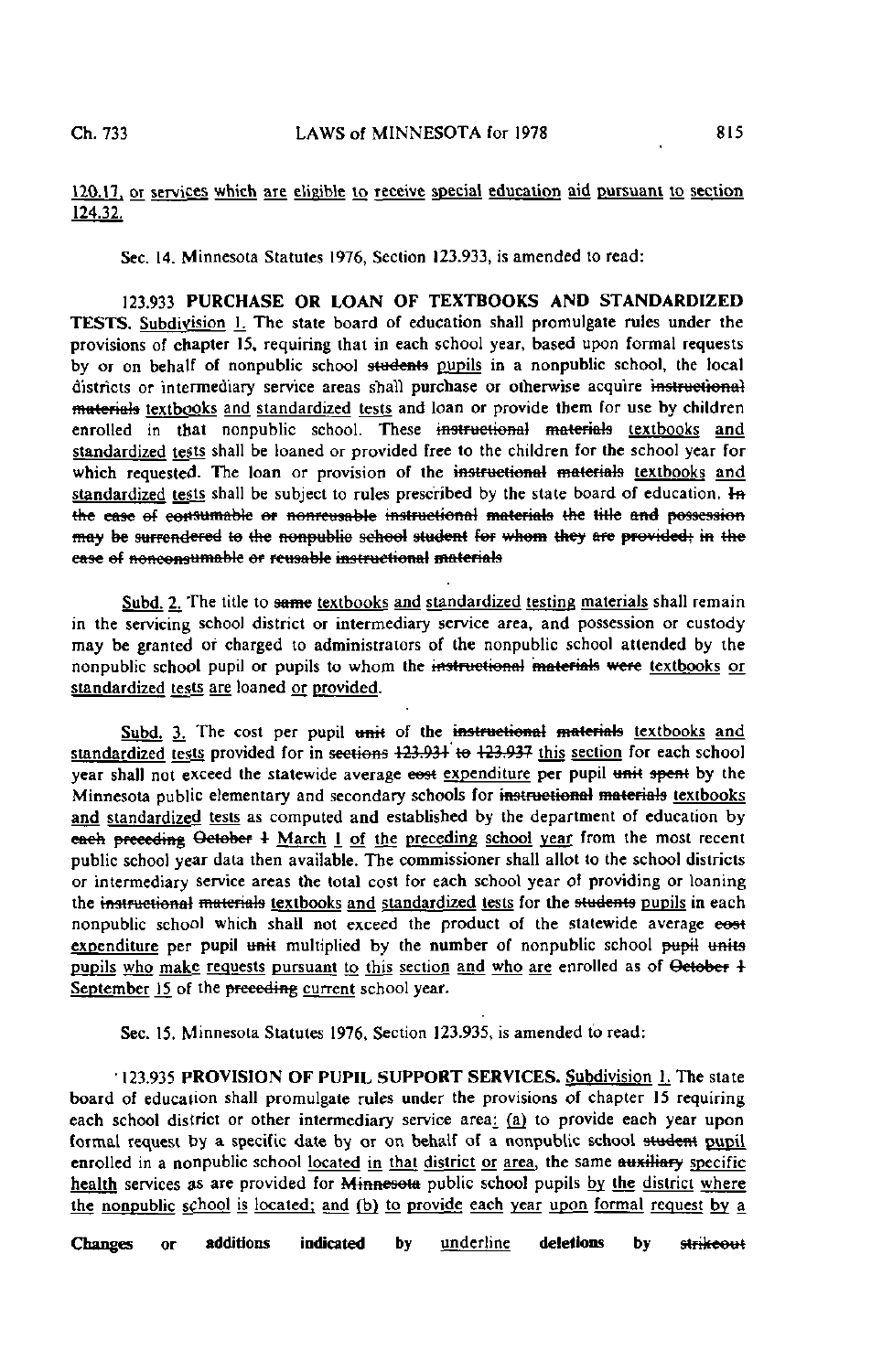<u>120.17, or services which are eligible to receive special education aid pursuant to section 124.32.</u>

Sec. 14. Minnesota Statutes 1976, Section 123.933, is amended to read:

123.933 **PURCHASE OR LOAN OF TEXTBOOKS AND STANDARDIZED TESTS.** <u>Subdivision 1.</u> The state board of education shall promulgate rules under the provisions of chapter 15, requiring that in each school year, based upon formal requests by or on behalf of nonpublic school ~~students~~ <u>pupils</u> in a nonpublic school, the local districts or intermediary service areas shall purchase or otherwise acquire ~~instructional materials~~ <u>textbooks</u> <u>and</u> <u>standardized</u> <u>tests</u> and loan or provide them for use by children enrolled in that nonpublic school. These ~~instructional materials~~ <u>textbooks</u> <u>and</u> <u>standardized</u> <u>tests</u> shall be loaned or provided free to the children for the school year for which requested. The loan or provision of the ~~instructional materials~~ <u>textbooks</u> <u>and</u> <u>standardized</u> <u>tests</u> shall be subject to rules prescribed by the state board of education. ~~In the case of consumable or nonreusable instructional materials the title and possession may be surrendered to the nonpublic school student for whom they are provided; in the case of nonconsumable or reusable instructional materials~~

<u>Subd. 2.</u> The title to ~~same~~ <u>textbooks</u> <u>and</u> <u>standardized</u> <u>testing</u> <u>materials</u> shall remain in the servicing school district or intermediary service area, and possession or custody may be granted or charged to administrators of the nonpublic school attended by the nonpublic school pupil or pupils to whom the ~~instructional materials were~~ <u>textbooks</u> <u>or</u> <u>standardized</u> <u>tests</u> <u>are</u> loaned <u>or</u> <u>provided</u>.

<u>Subd. 3.</u> The cost per pupil ~~unit~~ of the ~~instructional materials~~ <u>textbooks</u> <u>and</u> <u>standardized</u> <u>tests</u> provided for in ~~sections 123.931 to 123.937~~ <u>this</u> <u>section</u> for each school year shall not exceed the statewide average ~~cost~~ <u>expenditure</u> per pupil ~~unit spent~~ by the Minnesota public elementary and secondary schools for ~~instructional materials~~ <u>textbooks</u> <u>and</u> <u>standardized</u> <u>tests</u> as computed and established by the department of education by ~~each preceding October 1~~ <u>March</u> <u>1</u> <u>of</u> <u>the</u> <u>preceding</u> <u>school</u> <u>year</u> from the most recent public school year data then available. The commissioner shall allot to the school districts or intermediary service areas the total cost for each school year of providing or loaning the ~~instructional materials~~ <u>textbooks</u> <u>and</u> <u>standardized</u> <u>tests</u> for the ~~students~~ <u>pupils</u> in each nonpublic school which shall not exceed the product of the statewide average ~~cost~~ <u>expenditure</u> per pupil ~~unit~~ multiplied by the number of nonpublic school ~~pupil units~~ <u>pupils</u> <u>who</u> <u>make</u> <u>requests</u> <u>pursuant</u> <u>to</u> <u>this</u> <u>section</u> <u>and</u> <u>who</u> <u>are</u> enrolled as of ~~October 1~~ <u>September</u> <u>15</u> of the ~~preceding~~ <u>current</u> school year.

Sec. 15. Minnesota Statutes 1976, Section 123.935, is amended to read:

123.935 **PROVISION OF PUPIL SUPPORT SERVICES.** <u>Subdivision 1.</u> The state board of education shall promulgate rules under the provisions of chapter 15 requiring each school district or other intermediary service area<u>:</u> <u>(a)</u> to provide each year upon formal request by a specific date by or on behalf of a nonpublic school ~~student~~ <u>pupil</u> enrolled in a nonpublic school <u>located</u> <u>in</u> <u>that</u> <u>district</u> <u>or</u> <u>area</u>, the same ~~auxiliary~~ <u>specific</u> <u>health</u> services as are provided for ~~Minnesota~~ public school pupils <u>by</u> <u>the</u> <u>district</u> <u>where</u> <u>the</u> <u>nonpublic</u> <u>school</u> <u>is</u> <u>located;</u> <u>and</u> <u>(b)</u> <u>to</u> <u>provide</u> <u>each</u> <u>year</u> <u>upon</u> <u>formal</u> <u>request</u> <u>by</u> <u>a</u>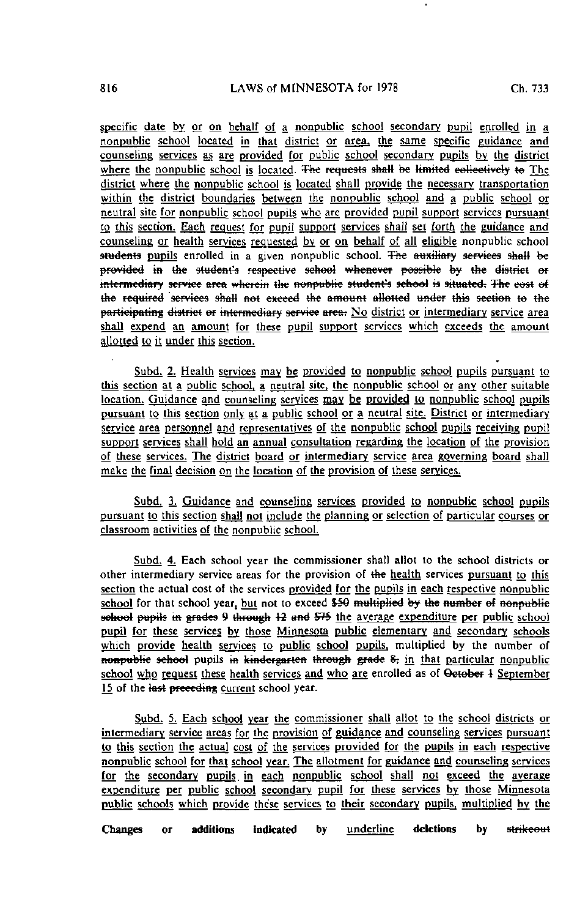specific date by or on behalf of a nonpublic school secondary pupil enrolled in a nonpublic school located in that district or area, the same specific guidance and counseling services as are provided for public school secondary pupils by the district where the nonpublic school is located. ~~The requests shall be limited collectively to~~ The district where the nonpublic school is located shall provide the necessary transportation within the district boundaries between the nonpublic school and a public school or neutral site for nonpublic school pupils who are provided pupil support services pursuant to this section. Each request for pupil support services shall set forth the guidance and counseling or health services requested by or on behalf of all eligible nonpublic school ~~students~~ pupils enrolled in a given nonpublic school. ~~The auxiliary services shall be provided in the student's respective school whenever possible by the district or intermediary service area wherein the nonpublic student's school is situated. The cost of the required services shall not exceed the amount allotted under this section to the participating district or intermediary service area.~~ No district or intermediary service area shall expend an amount for these pupil support services which exceeds the amount allotted to it under this section.

Subd. 2. Health services may be provided to nonpublic school pupils pursuant to this section at a public school, a neutral site, the nonpublic school or any other suitable location. Guidance and counseling services may be provided to nonpublic school pupils pursuant to this section only at a public school or a neutral site. District or intermediary service area personnel and representatives of the nonpublic school pupils receiving pupil support services shall hold an annual consultation regarding the location of the provision of these services. The district board or intermediary service area governing board shall make the final decision on the location of the provision of these services.

Subd. 3. Guidance and counseling services provided to nonpublic school pupils pursuant to this section shall not include the planning or selection of particular courses or classroom activities of the nonpublic school.

Subd. 4. Each school year the commissioner shall allot to the school districts or other intermediary service areas for the provision of ~~the~~ health services pursuant to this section the actual cost of the services provided for the pupils in each respective nonpublic school for that school year, but not to exceed ~~$50 multiplied by the number of nonpublic school pupils in grades 9 through 12 and $75~~ the average expenditure per public school pupil for these services by those Minnesota public elementary and secondary schools which provide health services to public school pupils, multiplied by the number of ~~nonpublic school~~ pupils ~~in kindergarten through grade 8,~~ in that particular nonpublic school who request these health services and who are enrolled as of ~~October 1~~ September 15 of the ~~last preceding~~ current school year.

Subd. 5. Each school year the commissioner shall allot to the school districts or intermediary service areas for the provision of guidance and counseling services pursuant to this section the actual cost of the services provided for the pupils in each respective nonpublic school for that school year. The allotment for guidance and counseling services for the secondary pupils in each nonpublic school shall not exceed the average expenditure per public school secondary pupil for these services by those Minnesota public schools which provide these services to their secondary pupils, multiplied by the

Changes or additions indicated by underline deletions by ~~strikeout~~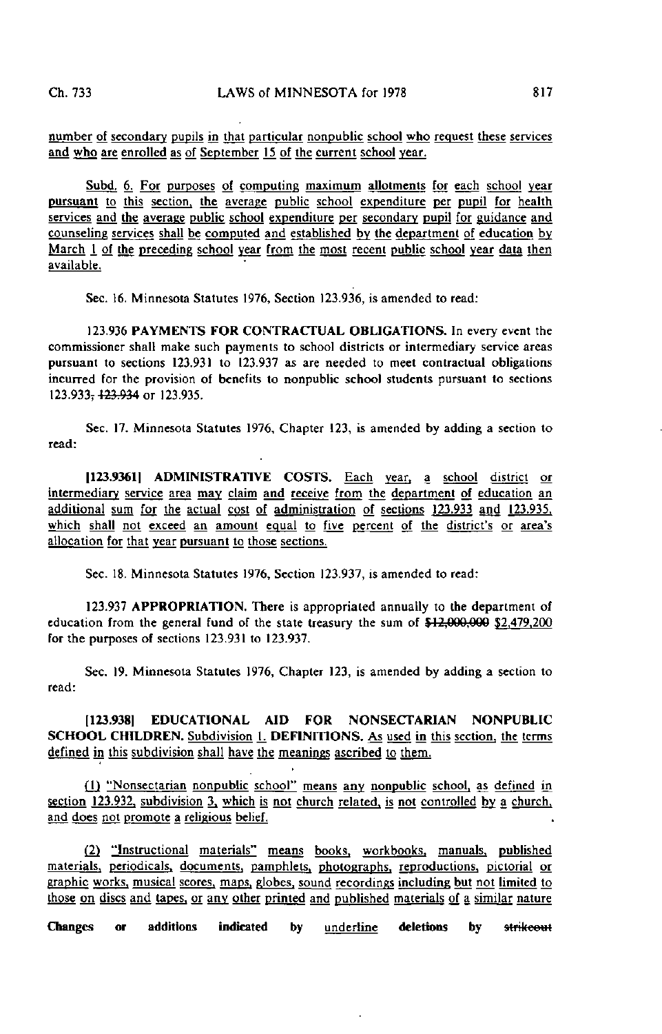number of secondary pupils in that particular nonpublic school who request these services and who are enrolled as of September 15 of the current school year.

Subd. 6. For purposes of computing maximum allotments for each school year pursuant to this section, the average public school expenditure per pupil for health services and the average public school expenditure per secondary pupil for guidance and counseling services shall be computed and established by the department of education by March 1 of the preceding school year from the most recent public school year data then available.

Sec. 16. Minnesota Statutes 1976, Section 123.936, is amended to read:

123.936 **PAYMENTS FOR CONTRACTUAL OBLIGATIONS.** In every event the commissioner shall make such payments to school districts or intermediary service areas pursuant to sections 123.931 to 123.937 as are needed to meet contractual obligations incurred for the provision of benefits to nonpublic school students pursuant to sections 123.933, ~~123.934~~ or 123.935.

Sec. 17. Minnesota Statutes 1976, Chapter 123, is amended by adding a section to read:

**[123.9361] ADMINISTRATIVE COSTS.** Each year, a school district or intermediary service area may claim and receive from the department of education an additional sum for the actual cost of administration of sections 123.933 and 123.935, which shall not exceed an amount equal to five percent of the district's or area's allocation for that year pursuant to those sections.

Sec. 18. Minnesota Statutes 1976, Section 123.937, is amended to read:

123.937 **APPROPRIATION.** There is appropriated annually to the department of education from the general fund of the state treasury the sum of ~~$12,000,000~~ $2,479,200 for the purposes of sections 123.931 to 123.937.

Sec. 19. Minnesota Statutes 1976, Chapter 123, is amended by adding a section to read:

**[123.938] EDUCATIONAL AID FOR NONSECTARIAN NONPUBLIC SCHOOL CHILDREN.** Subdivision 1. **DEFINITIONS.** As used in this section, the terms defined in this subdivision shall have the meanings ascribed to them.

(1) "Nonsectarian nonpublic school" means any nonpublic school, as defined in section 123.932, subdivision 3, which is not church related, is not controlled by a church, and does not promote a religious belief.

(2) "Instructional materials" means books, workbooks, manuals, published materials, periodicals, documents, pamphlets, photographs, reproductions, pictorial or graphic works, musical scores, maps, globes, sound recordings including but not limited to those on discs and tapes, or any other printed and published materials of a similar nature

**Changes or additions indicated by** underline **deletions by** ~~strikeout~~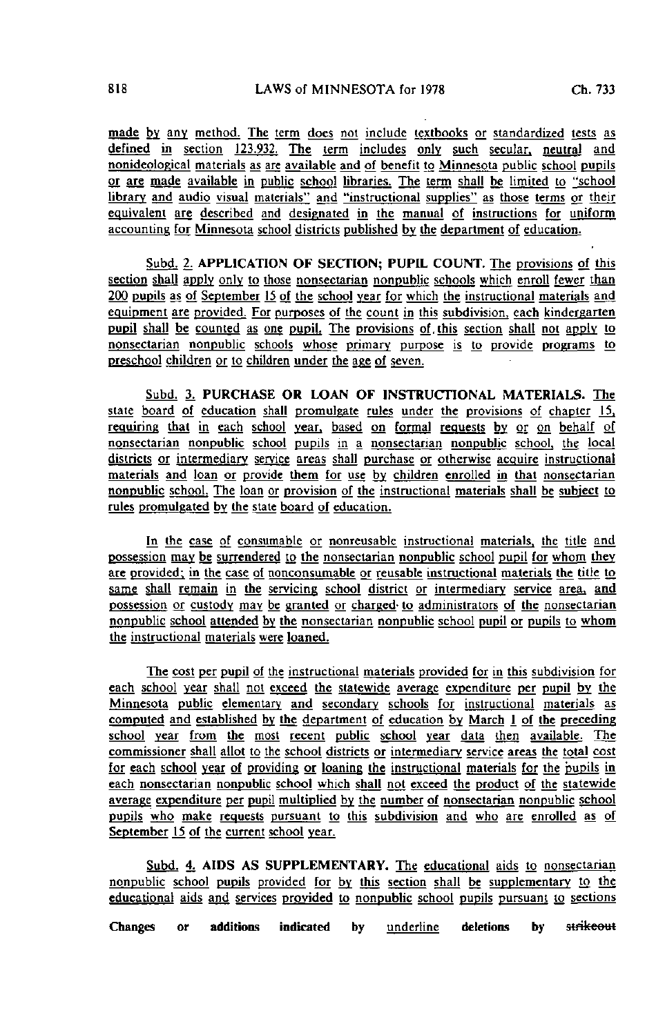made by any method. The term does not include textbooks or standardized tests as defined in section 123.932. The term includes only such secular, neutral and nonideological materials as are available and of benefit to Minnesota public school pupils or are made available in public school libraries. The term shall be limited to "school library and audio visual materials" and "instructional supplies" as those terms or their equivalent are described and designated in the manual of instructions for uniform accounting for Minnesota school districts published by the department of education.

Subd. 2. **APPLICATION OF SECTION; PUPIL COUNT.** The provisions of this section shall apply only to those nonsectarian nonpublic schools which enroll fewer than 200 pupils as of September 15 of the school year for which the instructional materials and equipment are provided. For purposes of the count in this subdivision, each kindergarten pupil shall be counted as one pupil. The provisions of this section shall not apply to nonsectarian nonpublic schools whose primary purpose is to provide programs to preschool children or to children under the age of seven.

Subd. 3. **PURCHASE OR LOAN OF INSTRUCTIONAL MATERIALS.** The state board of education shall promulgate rules under the provisions of chapter 15, requiring that in each school year, based on formal requests by or on behalf of nonsectarian nonpublic school pupils in a nonsectarian nonpublic school, the local districts or intermediary service areas shall purchase or otherwise acquire instructional materials and loan or provide them for use by children enrolled in that nonsectarian nonpublic school. The loan or provision of the instructional materials shall be subject to rules promulgated by the state board of education.

In the case of consumable or nonreusable instructional materials, the title and possession may be surrendered to the nonsectarian nonpublic school pupil for whom they are provided; in the case of nonconsumable or reusable instructional materials the title to same shall remain in the servicing school district or intermediary service area, and possession or custody may be granted or charged to administrators of the nonsectarian nonpublic school attended by the nonsectarian nonpublic school pupil or pupils to whom the instructional materials were loaned.

The cost per pupil of the instructional materials provided for in this subdivision for each school year shall not exceed the statewide average expenditure per pupil by the Minnesota public elementary and secondary schools for instructional materials as computed and established by the department of education by March 1 of the preceding school year from the most recent public school year data then available. The commissioner shall allot to the school districts or intermediary service areas the total cost for each school year of providing or loaning the instructional materials for the pupils in each nonsectarian nonpublic school which shall not exceed the product of the statewide average expenditure per pupil multiplied by the number of nonsectarian nonpublic school pupils who make requests pursuant to this subdivision and who are enrolled as of September 15 of the current school year.

Subd. 4. **AIDS AS SUPPLEMENTARY.** The educational aids to nonsectarian nonpublic school pupils provided for by this section shall be supplementary to the educational aids and services provided to nonpublic school pupils pursuant to sections

Changes or additions indicated by underline deletions by ~~strikeout~~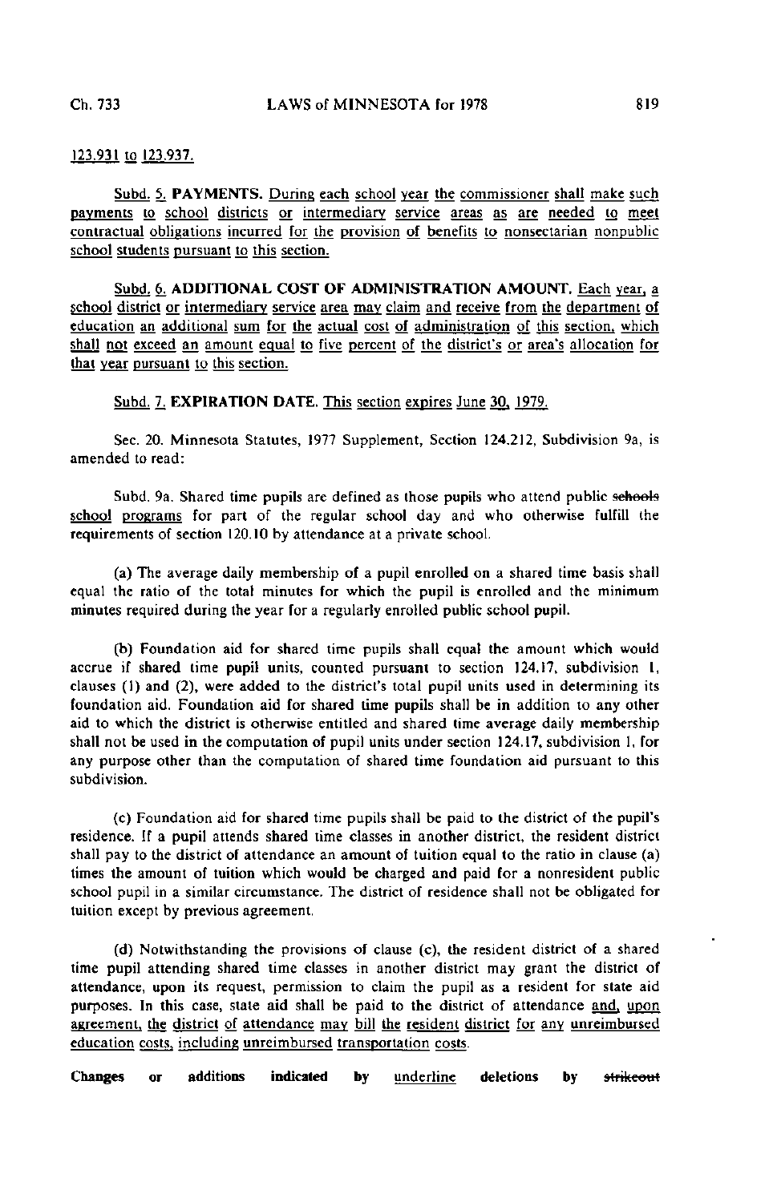123.931 to 123.937.

Subd. 5. **PAYMENTS.** During each school year the commissioner shall make such payments to school districts or intermediary service areas as are needed to meet contractual obligations incurred for the provision of benefits to nonsectarian nonpublic school students pursuant to this section.

Subd. 6. **ADDITIONAL COST OF ADMINISTRATION AMOUNT.** Each year, a school district or intermediary service area may claim and receive from the department of education an additional sum for the actual cost of administration of this section, which shall not exceed an amount equal to five percent of the district's or area's allocation for that year pursuant to this section.

Subd. 7. **EXPIRATION DATE.** This section expires June 30, 1979.

Sec. 20. Minnesota Statutes, 1977 Supplement, Section 124.212, Subdivision 9a, is amended to read:

Subd. 9a. Shared time pupils are defined as those pupils who attend public ~~schools~~ school programs for part of the regular school day and who otherwise fulfill the requirements of section 120.10 by attendance at a private school.

(a) The average daily membership of a pupil enrolled on a shared time basis shall equal the ratio of the total minutes for which the pupil is enrolled and the minimum minutes required during the year for a regularly enrolled public school pupil.

(b) Foundation aid for shared time pupils shall equal the amount which would accrue if shared time pupil units, counted pursuant to section 124.17, subdivision 1, clauses (1) and (2), were added to the district's total pupil units used in determining its foundation aid. Foundation aid for shared time pupils shall be in addition to any other aid to which the district is otherwise entitled and shared time average daily membership shall not be used in the computation of pupil units under section 124.17, subdivision 1, for any purpose other than the computation of shared time foundation aid pursuant to this subdivision.

(c) Foundation aid for shared time pupils shall be paid to the district of the pupil's residence. If a pupil attends shared time classes in another district, the resident district shall pay to the district of attendance an amount of tuition equal to the ratio in clause (a) times the amount of tuition which would be charged and paid for a nonresident public school pupil in a similar circumstance. The district of residence shall not be obligated for tuition except by previous agreement.

(d) Notwithstanding the provisions of clause (c), the resident district of a shared time pupil attending shared time classes in another district may grant the district of attendance, upon its request, permission to claim the pupil as a resident for state aid purposes. In this case, state aid shall be paid to the district of attendance and, upon agreement, the district of attendance may bill the resident district for any unreimbursed education costs, including unreimbursed transportation costs.

**Changes or additions indicated by** underline **deletions by** ~~strikeout~~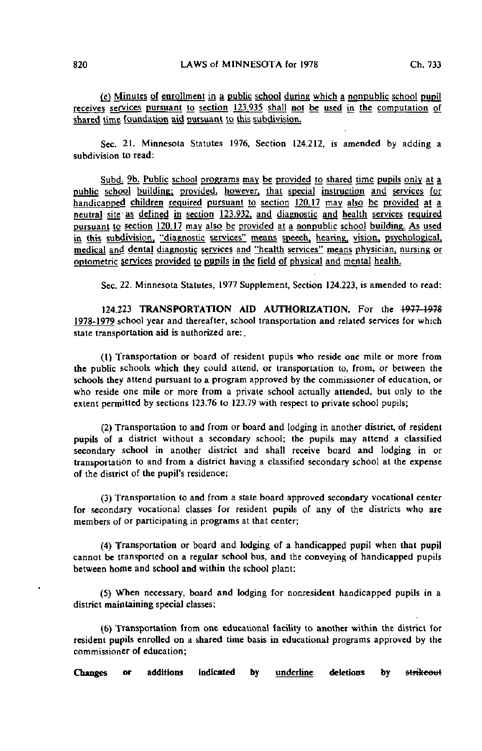(e) Minutes of enrollment in a public school during which a nonpublic school pupil receives services pursuant to section 123.935 shall not be used in the computation of shared time foundation aid pursuant to this subdivision.

Sec. 21. Minnesota Statutes 1976, Section 124.212, is amended by adding a subdivision to read:

Subd. 9b. Public school programs may be provided to shared time pupils only at a public school building; provided, however, that special instruction and services for handicapped children required pursuant to section 120.17 may also be provided at a neutral site as defined in section 123.932, and diagnostic and health services required pursuant to section 120.17 may also be provided at a nonpublic school building. As used in this subdivision, "diagnostic services" means speech, hearing, vision, psychological, medical and dental diagnostic services and "health services" means physician, nursing or optometric services provided to pupils in the field of physical and mental health.

Sec. 22. Minnesota Statutes, 1977 Supplement, Section 124.223, is amended to read:

124.223 **TRANSPORTATION AID AUTHORIZATION.** For the ~~1977-1978~~ 1978-1979 school year and thereafter, school transportation and related services for which state transportation aid is authorized are:.

(1) Transportation or board of resident pupils who reside one mile or more from the public schools which they could attend, or transportation to, from, or between the schools they attend pursuant to a program approved by the commissioner of education, or who reside one mile or more from a private school actually attended, but only to the extent permitted by sections 123.76 to 123.79 with respect to private school pupils;

(2) Transportation to and from or board and lodging in another district, of resident pupils of a district without a secondary school; the pupils may attend a classified secondary school in another district and shall receive board and lodging in or transportation to and from a district having a classified secondary school at the expense of the district of the pupil's residence;

(3) Transportation to and from a state board approved secondary vocational center for secondary vocational classes for resident pupils of any of the districts who are members of or participating in programs at that center;

(4) Transportation or board and lodging of a handicapped pupil when that pupil cannot be transported on a regular school bus, and the conveying of handicapped pupils between home and school and within the school plant;

(5) When necessary, board and lodging for nonresident handicapped pupils in a district maintaining special classes;

(6) Transportation from one educational facility to another within the district for resident pupils enrolled on a shared time basis in educational programs approved by the commissioner of education;

Changes or additions indicated by underline deletions by ~~strikeout~~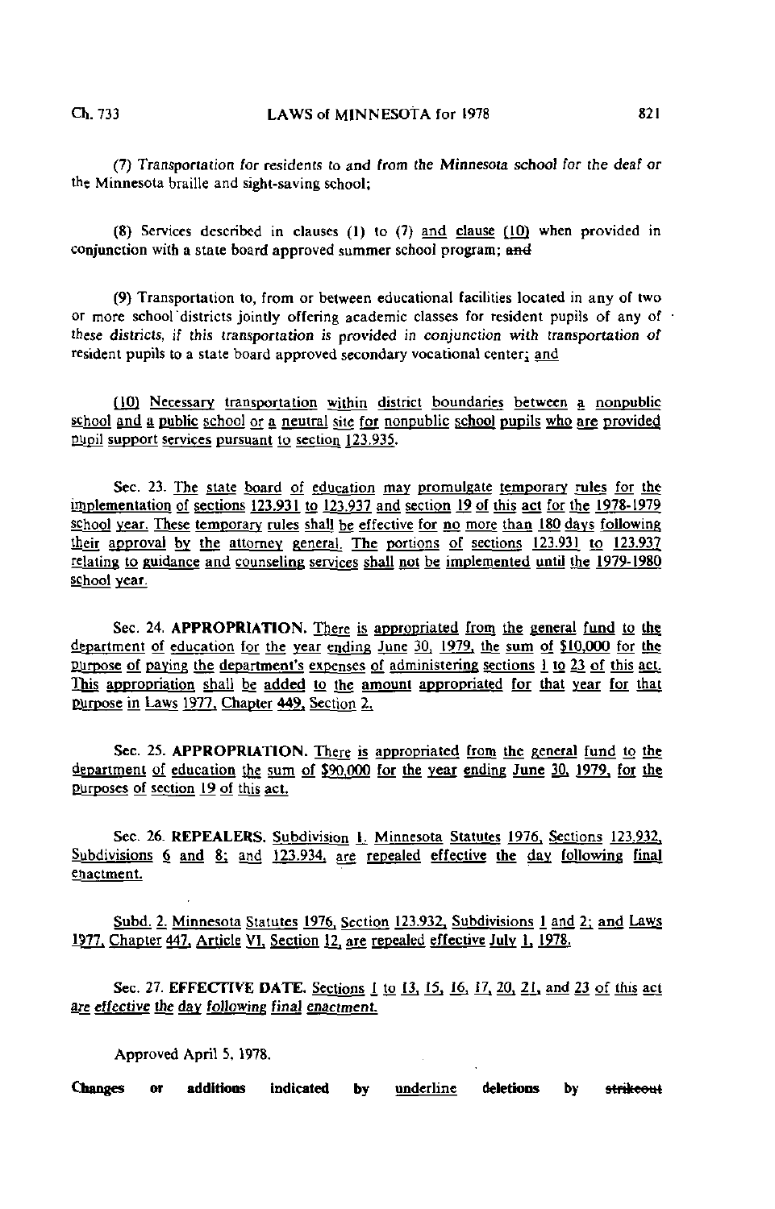(7) Transportation for residents to and from the Minnesota school for the deaf or the Minnesota braille and sight-saving school;

(8) Services described in clauses (1) to (7) and clause (10) when provided in conjunction with a state board approved summer school program; ~~and~~

(9) Transportation to, from or between educational facilities located in any of two or more school districts jointly offering academic classes for resident pupils of any of these districts, if this transportation is provided in conjunction with transportation of resident pupils to a state board approved secondary vocational center; and

(10) Necessary transportation within district boundaries between a nonpublic school and a public school or a neutral site for nonpublic school pupils who are provided pupil support services pursuant to section 123.935.

Sec. 23. The state board of education may promulgate temporary rules for the implementation of sections 123.931 to 123.937 and section 19 of this act for the 1978-1979 school year. These temporary rules shall be effective for no more than 180 days following their approval by the attorney general. The portions of sections 123.931 to 123.937 relating to guidance and counseling services shall not be implemented until the 1979-1980 school year.

Sec. 24. **APPROPRIATION.** There is appropriated from the general fund to the department of education for the year ending June 30, 1979, the sum of $10,000 for the purpose of paying the department's expenses of administering sections 1 to 23 of this act. This appropriation shall be added to the amount appropriated for that year for that purpose in Laws 1977, Chapter 449, Section 2.

Sec. 25. **APPROPRIATION.** There is appropriated from the general fund to the department of education the sum of $90,000 for the year ending June 30, 1979, for the purposes of section 19 of this act.

Sec. 26. **REPEALERS.** Subdivision 1. Minnesota Statutes 1976, Sections 123.932, Subdivisions 6 and 8; and 123.934, are repealed effective the day following final enactment.

Subd. 2. Minnesota Statutes 1976, Section 123.932, Subdivisions 1 and 2; and Laws 1977, Chapter 447, Article VI, Section 12, are repealed effective July 1, 1978.

Sec. 27. **EFFECTIVE DATE.** Sections 1 to 13, 15, 16, 17, 20, 21, and 23 of this act are effective the day following final enactment.

Approved April 5, 1978.

**Changes or additions indicated by** underline **deletions by** ~~strikeout~~